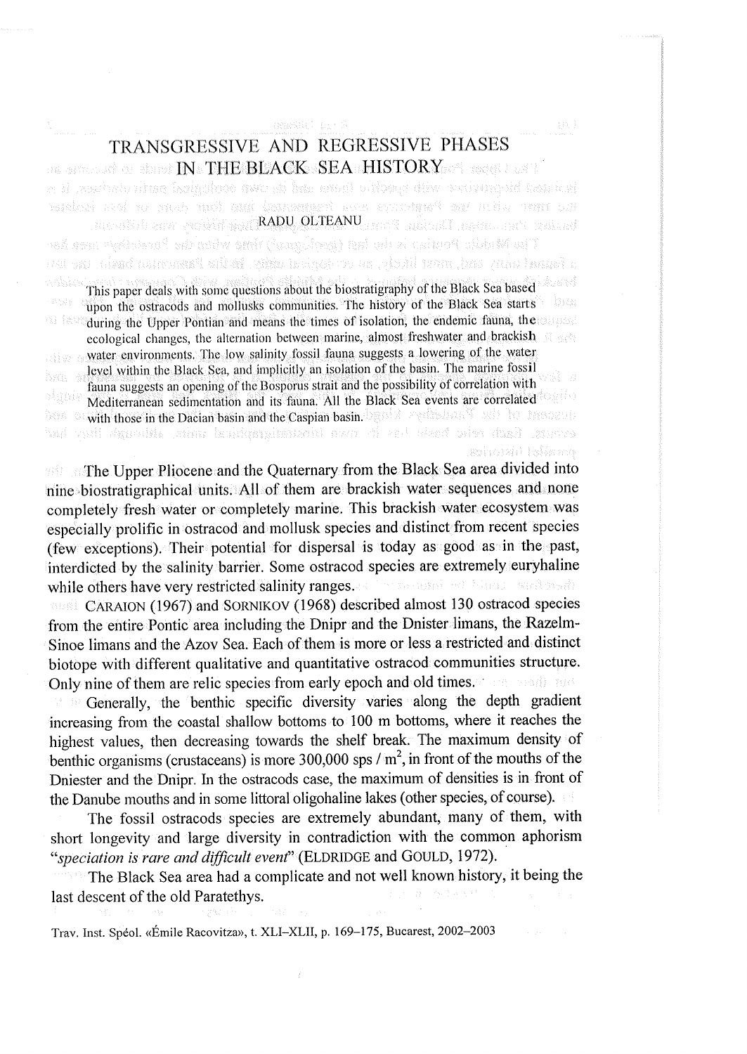# TRANSGRESSIVE AND REGRESSIVE PHASES IN THE BLACK SEA HISTORY

RADU OLTEANU

This paper deals with some questions about the biostratigraphy of the Black Sea based upon the ostracods and mollusks communities. The history of the Black Sea starts during the Upper Pontian and means the times of isolation, the endemic fauna, the ecological changes, the alternation between marine, almost freshwater and brackish water environments. The low salinity fossil fauna suggests a lowering of the water level within the Black Sea, and implicitly an isolation of the basin. The marine fossil fauna suggests an opening of the Bosporus strait and the possibility of correlation with Mediterranean sedimentation and its fauna. All the Black Sea events are correlated with those in the Dacian basin and the Caspian basin.

The Upper Pliocene and the Quaternary from the Black Sea area divided into nine biostratigraphical units. All of them are brackish water sequences and none completely fresh water or completely marine. This brackish water ecosystem was especially prolific in ostracod and mollusk species and distinct from recent species (few exceptions). Their potential for dispersal is today as good as in the past, interdicted by the salinity barrier. Some ostracod species are extremely euryhaline while others have very restricted salinity ranges.

CARAION (1967) and SORNIKOV (1968) described almost 130 ostracod species from the entire Pontic area including the Dnipr and the Dnister limans, the Razelm-Sinoe limans and the Azov Sea. Each of them is more or less a restricted and distinct biotope with different qualitative and quantitative ostracod communities structure. Only nine of them are relic species from early epoch and old times.

Generally, the benthic specific diversity varies along the depth gradient increasing from the coastal shallow bottoms to 100 m bottoms, where it reaches the highest values, then decreasing towards the shelf break. The maximum density of benthic organisms (crustaceans) is more 300,000 sps / $m^2$, in front of the mouths of the Dniester and the Dnipr. In the ostracods case, the maximum of densities is in front of the Danube mouths and in some littoral oligohaline lakes (other species, of course).

The fossil ostracods species are extremely abundant, many of them, with short longevity and large diversity in contradiction with the common aphorism "*speciation is rare and difficult event*" (ELDRIDGE and GOULD, 1972).

The Black Sea area had a complicate and not well known history, it being the last descent of the old Paratethys.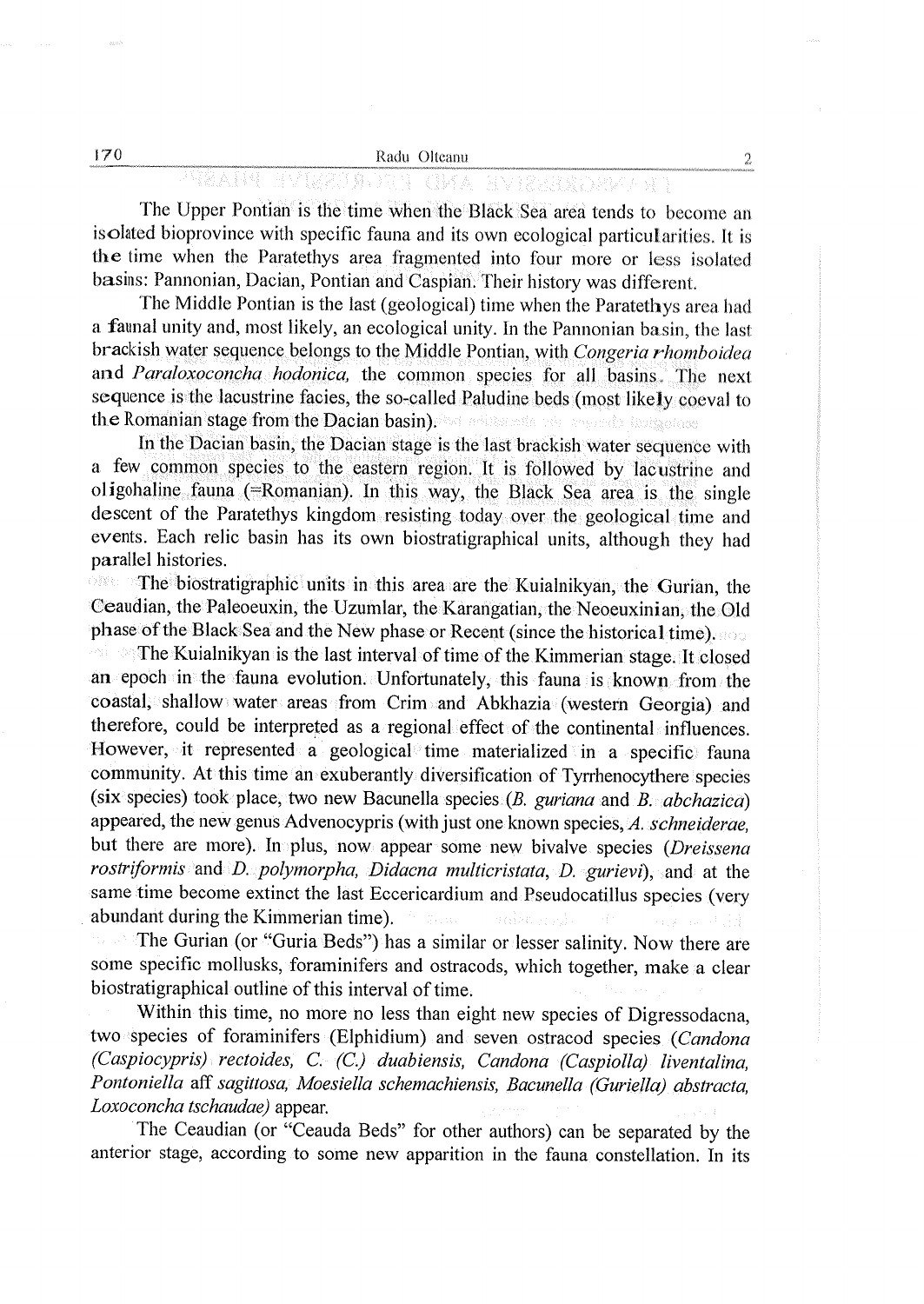The Upper Pontian is the time when the Black Sea area tends to become an isolated bioprovince with specific fauna and its own ecological particularities. It is the time when the Paratethys area fragmented into four more or less isolated basins: Pannonian, Dacian, Pontian and Caspian. Their history was different.

The Middle Pontian is the last (geological) time when the Paratethys area had a faunal unity and, most likely, an ecological unity. In the Pannonian basin, the last brackish water sequence belongs to the Middle Pontian, with *Congeria rhomboidea* and *Paraloxoconcha hodonica,* the common species for all basins. The next sequence is the lacustrine facies, the so-called Paludine beds (most likely coeval to the Romanian stage from the Dacian basin).

In the Dacian basin, the Dacian stage is the last brackish water sequence with a few common species to the eastern region. It is followed by lacustrine and oligohaline fauna (=Romanian). In this way, the Black Sea area is the single descent of the Paratethys kingdom resisting today over the geological time and events. Each relic basin has its own biostratigraphical units, although they had parallel histories.

The biostratigraphic units in this area are the Kuialnikyan, the Gurian, the Ceaudian, the Paleoeuxin, the Uzumlar, the Karangatian, the Neoeuxinian, the Old phase of the Black Sea and the New phase or Recent (since the historical time).

The Kuialnikyan is the last interval of time of the Kimmerian stage. It closed an epoch in the fauna evolution. Unfortunately, this fauna is known from the coastal, shallow water areas from Crim and Abkhazia (western Georgia) and therefore, could be interpreted as a regional effect of the continental influences. However, it represented a geological time materialized in a specific fauna community. At this time an exuberantly diversification of Tyrrhenocythere species (six species) took place, two new Bacunella species (*B. guriana* and *B. abchazica*) appeared, the new genus Advenocypris (with just one known species, *A. schneiderae,* but there are more). In plus, now appear some new bivalve species (*Dreissena rostriformis* and *D. polymorpha, Didacna multicristata, D. gurievi*), and at the same time become extinct the last Eccericardium and Pseudocatillus species (very abundant during the Kimmerian time).

The Gurian (or "Guria Beds") has a similar or lesser salinity. Now there are some specific mollusks, foraminifers and ostracods, which together, make a clear biostratigraphical outline of this interval of time.

Within this time, no more no less than eight new species of Digressodacna, two species of foraminifers (Elphidium) and seven ostracod species (*Candona (Caspiocypris) rectoides, C. (C.) duabiensis, Candona (Caspiolla) liventalina, Pontoniella* aff *sagittosa, Moesiella schemachiensis, Bacunella (Guriella) abstracta, Loxoconcha tschaudae)* appear.

The Ceaudian (or "Ceauda Beds" for other authors) can be separated by the anterior stage, according to some new apparition in the fauna constellation. In its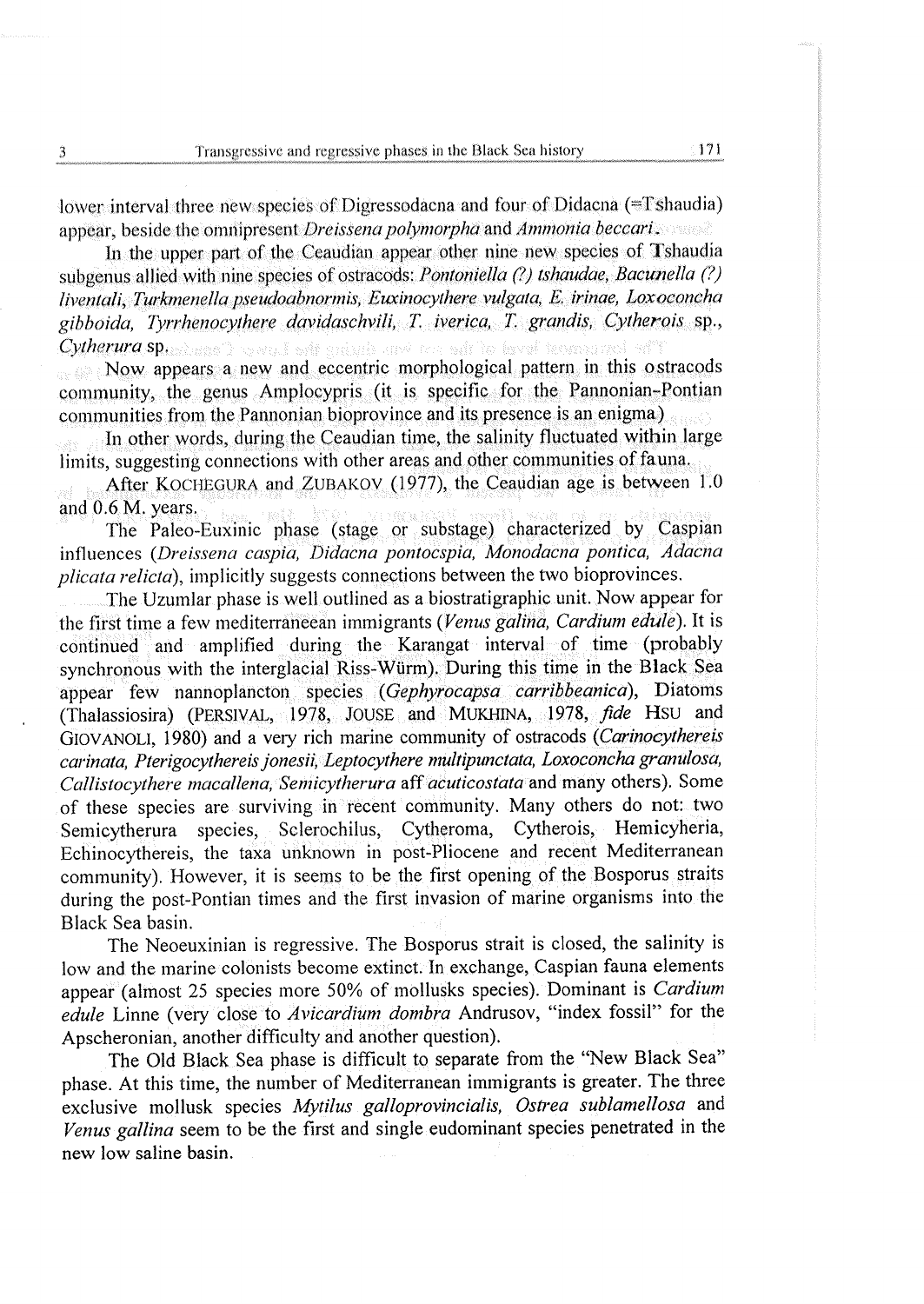lower interval three new species of Digressodacna and four of Didacna (=Tshaudia) appear, beside the omnipresent *Dreissena polymorpha* and *Ammonia beccari*.

In the upper part of the Ceaudian appear other nine new species of Tshaudia subgenus allied with nine species of ostracods: *Pontoniella (?) tshaudae, Bacunella (?) liventali, Turkmenella pseudoabnormis, Euxinocythere vulgata, E. irinae, Loxoconcha gibboida, Tyrrhenocythere davidaschvili, T. iverica, T. grandis, Cytherois* sp., *Cytherura* sp.

Now appears a new and eccentric morphological pattern in this ostracods community, the genus Amplocypris (it is specific for the Pannonian-Pontian communities from the Pannonian bioprovince and its presence is an enigma)

In other words, during the Ceaudian time, the salinity fluctuated within large limits, suggesting connections with other areas and other communities of fauna.

After KOCHEGURA and ZUBAKOV (1977), the Ceaudian age is between 1.0 and 0.6 M. years.

The Paleo-Euxinic phase (stage or substage) characterized by Caspian influences (*Dreissena caspia, Didacna pontocspia, Monodacna pontica, Adacna plicata relicta*), implicitly suggests connections between the two bioprovinces.

The Uzumlar phase is well outlined as a biostratigraphic unit. Now appear for the first time a few mediterraneean immigrants (*Venus galina, Cardium edule*). It is continued and amplified during the Karangat interval of time (probably synchronous with the interglacial Riss-Würm). During this time in the Black Sea appear few nannoplancton species (*Gephyrocapsa carribbeanica*), Diatoms (Thalassiosira) (PERSIVAL, 1978, JOUSE and MUKHINA, 1978, *fide* HSU and GIOVANOLI, 1980) and a very rich marine community of ostracods (*Carinocythereis carinata, Pterigocythereis jonesii, Leptocythere multipunctata, Loxoconcha granulosa, Callistocythere macallena, Semicytherura* aff *acuticostata* and many others). Some of these species are surviving in recent community. Many others do not: two Semicytherura species, Sclerochilus, Cytheroma, Cytherois, Hemicyheria, Echinocythereis, the taxa unknown in post-Pliocene and recent Mediterranean community). However, it is seems to be the first opening of the Bosporus straits during the post-Pontian times and the first invasion of marine organisms into the Black Sea basin.

The Neoeuxinian is regressive. The Bosporus strait is closed, the salinity is low and the marine colonists become extinct. In exchange, Caspian fauna elements appear (almost 25 species more 50% of mollusks species). Dominant is *Cardium edule* Linne (very close to *Avicardium dombra* Andrusov, "index fossil" for the Apscheronian, another difficulty and another question).

The Old Black Sea phase is difficult to separate from the "New Black Sea" phase. At this time, the number of Mediterranean immigrants is greater. The three exclusive mollusk species *Mytilus galloprovincialis, Ostrea sublamellosa* and *Venus gallina* seem to be the first and single eudominant species penetrated in the new low saline basin.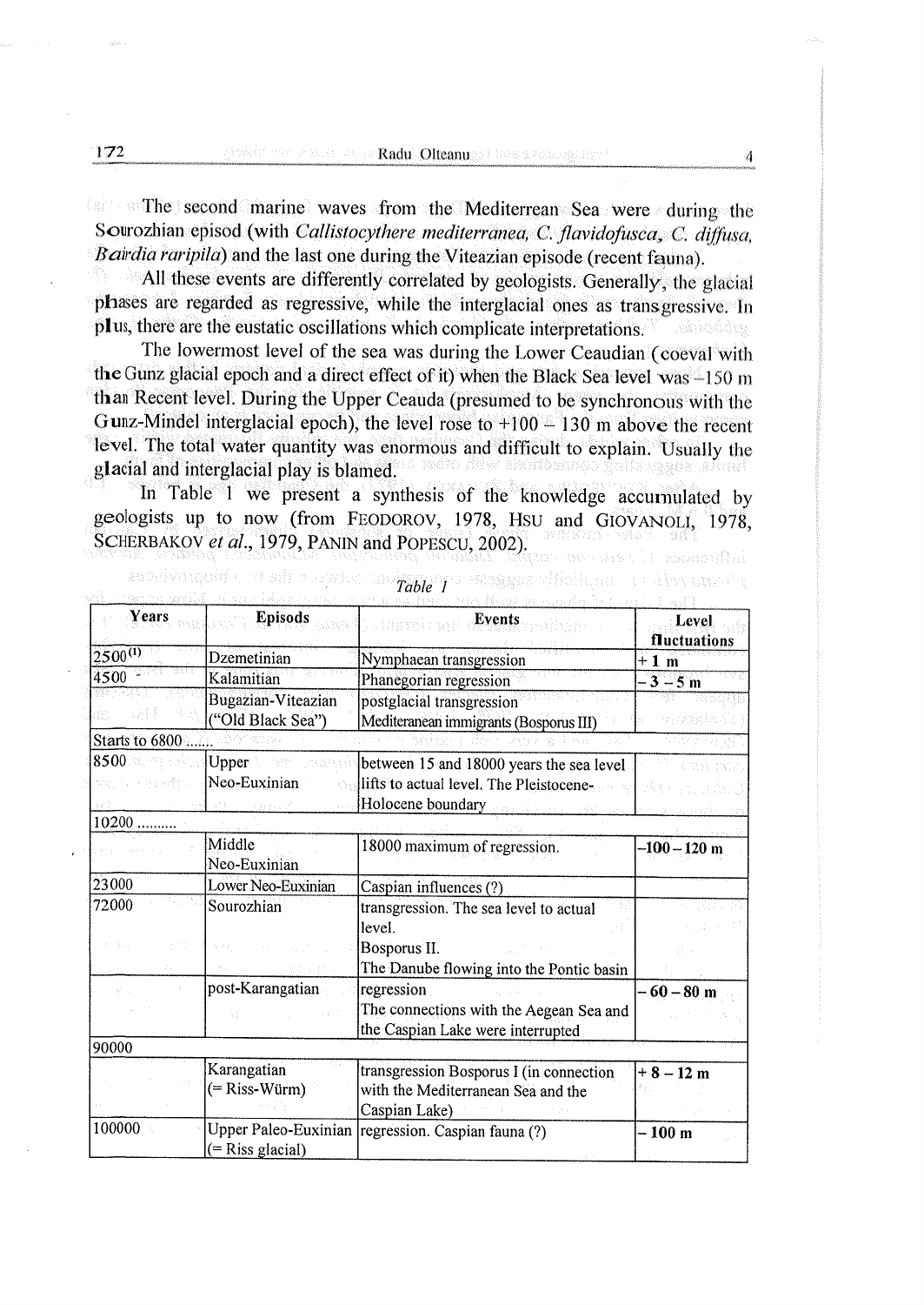The second marine waves from the Mediterrean Sea were during the Sourozhian episod (with *Callistocythere mediterranea, C. flavidofusca, C. diffusa, Bairdia raripila*) and the last one during the Viteazian episode (recent fauna).

All these events are differently correlated by geologists. Generally, the glacial phases are regarded as regressive, while the interglacial ones as transgressive. In plus, there are the eustatic oscillations which complicate interpretations.

The lowermost level of the sea was during the Lower Ceaudian (coeval with the Gunz glacial epoch and a direct effect of it) when the Black Sea level was –150 m than Recent level. During the Upper Ceauda (presumed to be synchronous with the Gunz-Mindel interglacial epoch), the level rose to +100 – 130 m above the recent level. The total water quantity was enormous and difficult to explain. Usually the glacial and interglacial play is blamed.

In Table 1 we present a synthesis of the knowledge accumulated by geologists up to now (from FEODOROV, 1978, HSU and GIOVANOLI, 1978, SCHERBAKOV *et al.*, 1979, PANIN and POPESCU, 2002).

*Table 1*

| Years | Episods | Events | Level fluctuations |
|---|---|---|---|
| 2500[1] | Dzemetinian | Nymphaean transgression | **+ 1 m** |
| 4500 - | Kalamitian | Phanegorian regression | **– 3 – 5 m** |
| | Bugazian-Viteazian ("Old Black Sea") | postglacial transgression Mediterranean immigrants (Bosporus III) | |
| Starts to 6800 ....... | | | |
| 8500 | Upper Neo-Euxinian | between 15 and 18000 years the sea level lifts to actual level. The Pleistocene-Holocene boundary | |
| 10200 .......... | | | |
| | Middle Neo-Euxinian | 18000 maximum of regression. | **–100 – 120 m** |
| 23000 | Lower Neo-Euxinian | Caspian influences (?) | |
| 72000 | Sourozhian | transgression. The sea level to actual level. Bosporus II. The Danube flowing into the Pontic basin | |
| | post-Karangatian | regression The connections with the Aegean Sea and the Caspian Lake were interrupted | **– 60 – 80 m** |
| 90000 | | | |
| | Karangatian (= Riss-Würm) | transgression Bosporus I (in connection with the Mediterranean Sea and the Caspian Lake) | **+ 8 – 12 m** |
| 100000 | Upper Paleo-Euxinian (= Riss glacial) | regression. Caspian fauna (?) | **– 100 m** |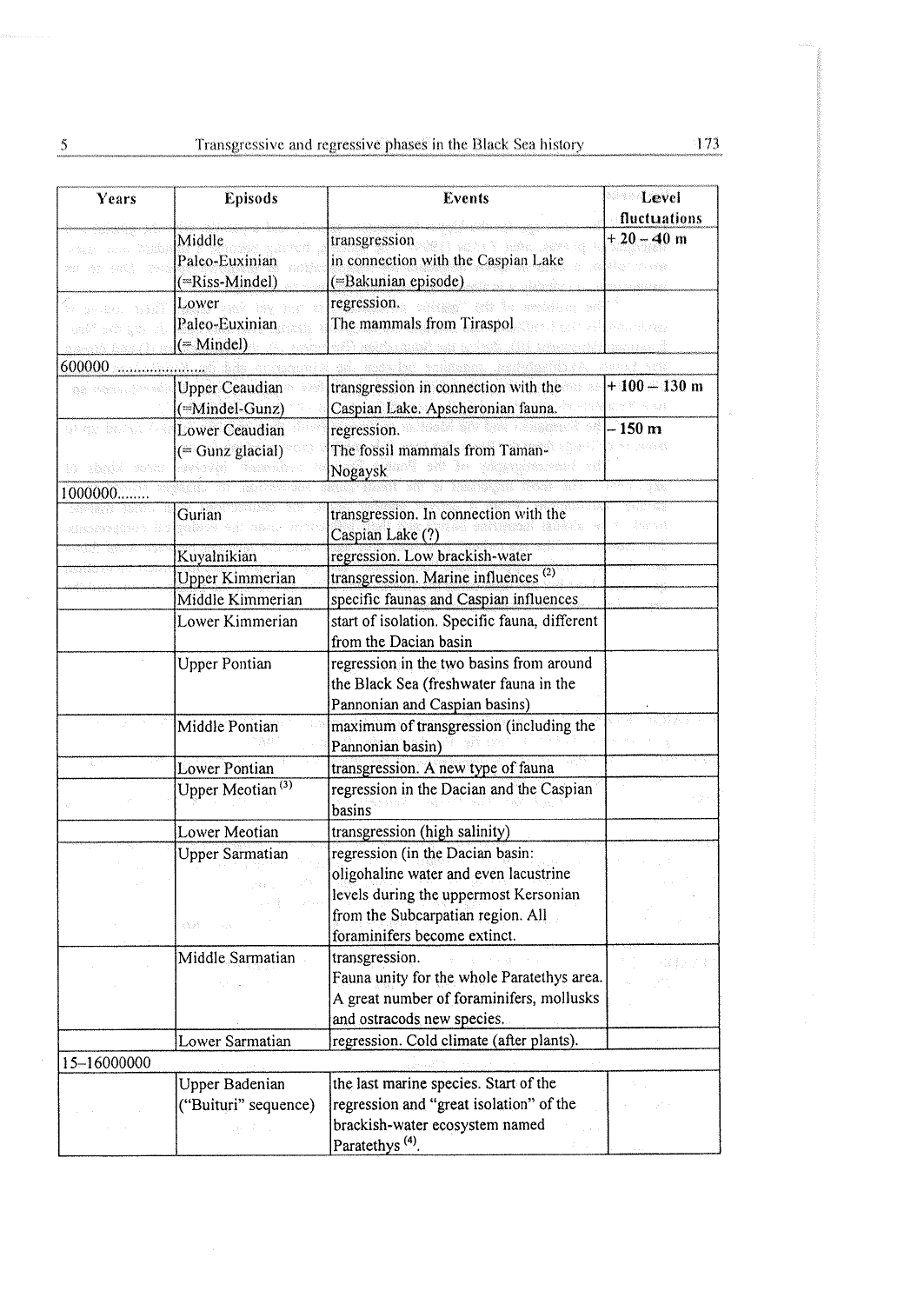| Years | Episods | Events | Level fluctuations |
|---|---|---|---|
| | Middle Paleo-Euxinian (=Riss-Mindel) | transgression in connection with the Caspian Lake (=Bakunian episode) | + 20 – 40 m |
| | Lower Paleo-Euxinian (= Mindel) | regression. The mammals from Tiraspol | |
| 600000 ...................... | | | |
| | Upper Ceaudian (=Mindel-Gunz) | transgression in connection with the Caspian Lake. Apscheronian fauna. | + 100 – 130 m |
| | Lower Ceaudian (= Gunz glacial) | regression. The fossil mammals from Taman-Nogaysk | – 150 m |
| 1000000........ | | | |
| | Gurian | transgression. In connection with the Caspian Lake (?) | |
| | Kuyalnikian | regression. Low brackish-water | |
| | Upper Kimmerian | transgression. Marine influences [2] | |
| | Middle Kimmerian | specific faunas and Caspian influences | |
| | Lower Kimmerian | start of isolation. Specific fauna, different from the Dacian basin | |
| | Upper Pontian | regression in the two basins from around the Black Sea (freshwater fauna in the Pannonian and Caspian basins) | |
| | Middle Pontian | maximum of transgression (including the Pannonian basin) | |
| | Lower Pontian | transgression. A new type of fauna | |
| | Upper Meotian [3] | regression in the Dacian and the Caspian basins | |
| | Lower Meotian | transgression (high salinity) | |
| | Upper Sarmatian | regression (in the Dacian basin: oligohaline water and even lacustrine levels during the uppermost Kersonian from the Subcarpatian region. All foraminifers become extinct. | |
| | Middle Sarmatian | transgression. Fauna unity for the whole Paratethys area. A great number of foraminifers, mollusks and ostracods new species. | |
| | Lower Sarmatian | regression. Cold climate (after plants). | |
| 15–16000000 | | | |
| | Upper Badenian ("Buituri" sequence) | the last marine species. Start of the regression and "great isolation" of the brackish-water ecosystem named Paratethys [4]. | |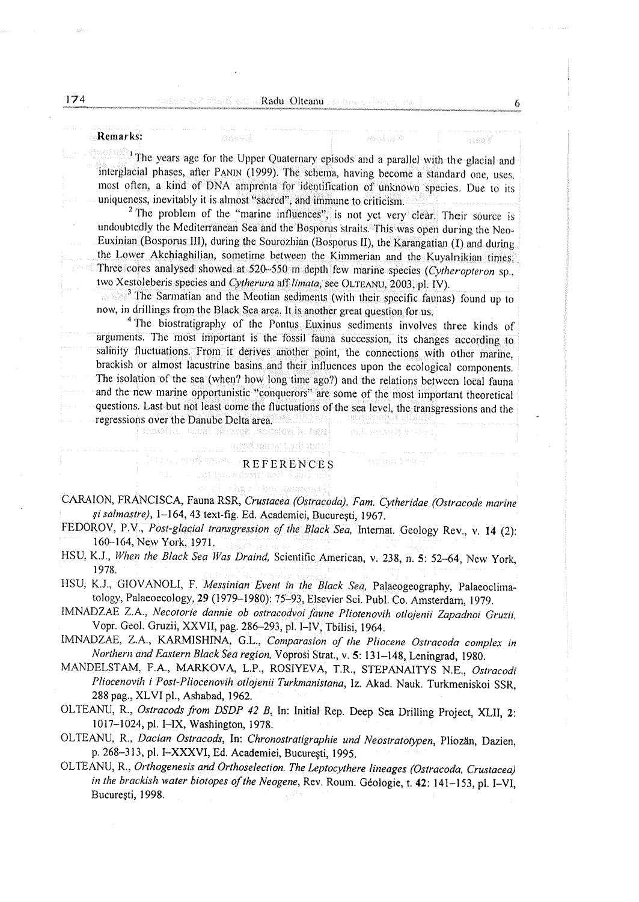**Remarks:**

[1] The years age for the Upper Quaternary episods and a parallel with the glacial and interglacial phases, after PANIN (1999). The schema, having become a standard one, uses, most often, a kind of DNA amprenta for identification of unknown species. Due to its uniqueness, inevitably it is almost "sacred", and immune to criticism.

[2] The problem of the "marine influences", is not yet very clear. Their source is undoubtedly the Mediterranean Sea and the Bosporus straits. This was open during the Neo-Euxinian (Bosporus III), during the Sourozhian (Bosporus II), the Karangatian (I) and during the Lower Akchiaghilian, sometime between the Kimmerian and the Kuyalnikian times. Three cores analysed showed at 520–550 m depth few marine species (*Cytheropteron* sp., two Xestoleberis species and *Cytherura* aff *limata*, see OLTEANU, 2003, pl. IV).

[3] The Sarmatian and the Meotian sediments (with their specific faunas) found up to now, in drillings from the Black Sea area. It is another great question for us.

[4] The biostratigraphy of the Pontus Euxinus sediments involves three kinds of arguments. The most important is the fossil fauna succession, its changes according to salinity fluctuations. From it derives another point, the connections with other marine, brackish or almost lacustrine basins and their influences upon the ecological components. The isolation of the sea (when? how long time ago?) and the relations between local fauna and the new marine opportunistic "conquerors" are some of the most important theoretical questions. Last but not least come the fluctuations of the sea level, the transgressions and the regressions over the Danube Delta area.

## REFERENCES

CARAION, FRANCISCA, Fauna RSR, *Crustacea (Ostracoda), Fam. Cytheridae (Ostracode marine și salmastre)*, 1–164, 43 text-fig. Ed. Academiei, București, 1967.

FEDOROV, P.V., *Post-glacial transgression of the Black Sea,* Internat. Geology Rev., v. **14** (2): 160–164, New York, 1971.

HSU, K.J., *When the Black Sea Was Draind,* Scientific American, v. 238, n. **5**: 52–64, New York, 1978.

HSU, K.J., GIOVANOLI, F. *Messinian Event in the Black Sea,* Palaeogeography, Palaeoclimatology, Palaeoecology, **29** (1979–1980): 75–93, Elsevier Sci. Publ. Co. Amsterdam, 1979.

IMNADZAE Z.A., *Necotorie dannie ob ostracodvoi faune Pliotenovih otlojenii Zapadnoi Gruzii,* Vopr. Geol. Gruzii, XXVII, pag. 286–293, pl. I–IV, Tbilisi, 1964.

IMNADZAE, Z.A., KARMISHINA, G.L., *Comparasion of the Pliocene Ostracoda complex in Northern and Eastern Black Sea region,* Voprosi Strat., v. **5**: 131–148, Leningrad, 1980.

MANDELSTAM, F.A., MARKOVA, L.P., ROSIYEVA, T.R., STEPANAITYS N.E., *Ostracodi Pliocenovih i Post-Pliocenovih otlojenii Turkmanistana,* Iz. Akad. Nauk. Turkmeniskoi SSR, 288 pag., XLVI pl., Ashabad, 1962.

OLTEANU, R., *Ostracods from DSDP 42 B,* In: Initial Rep. Deep Sea Drilling Project, XLII, **2**: 1017–1024, pl. I–IX, Washington, 1978.

OLTEANU, R., *Dacian Ostracods,* In: *Chronostratigraphie und Neostratotypen,* Pliozän, Dazien, p. 268–313, pl. I–XXXVI, Ed. Academiei, București, 1995.

OLTEANU, R., *Orthogenesis and Orthoselection. The Leptocythere lineages (Ostracoda, Crustacea) in the brackish water biotopes of the Neogene,* Rev. Roum. Géologie, t. **42**: 141–153, pl. I–VI, București, 1998.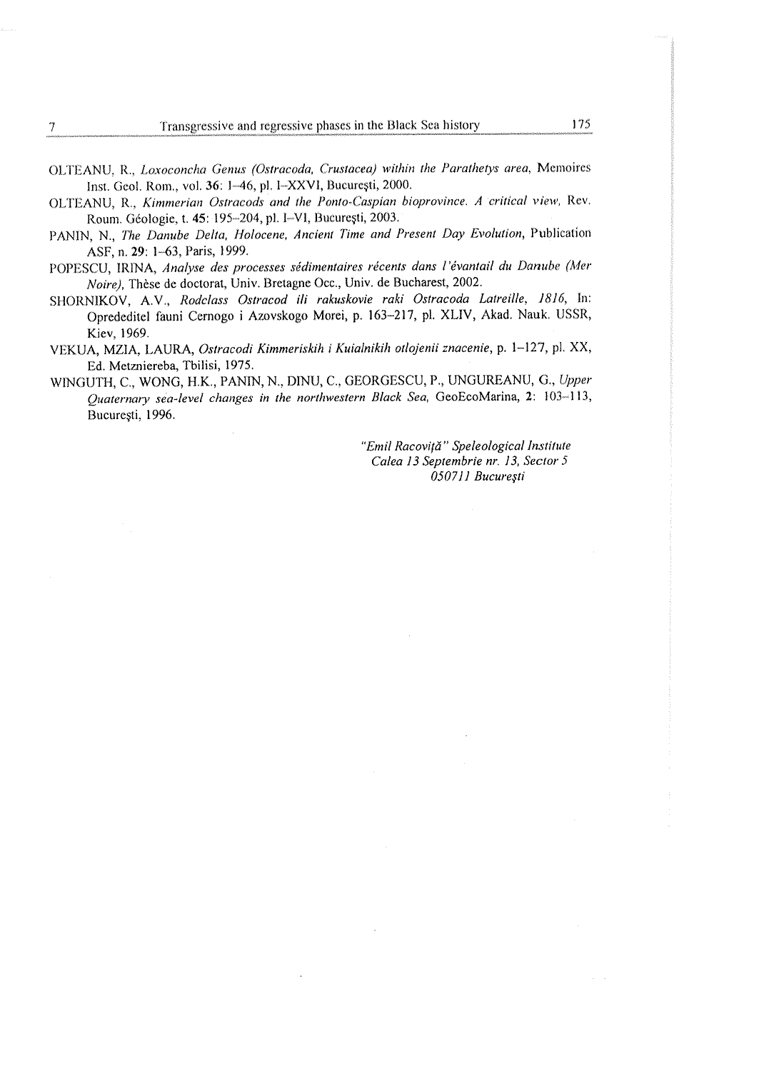OLTEANU, R., *Loxoconcha Genus (Ostracoda, Crustacea) within the Parathetys area*, Memoires Inst. Geol. Rom., vol. **36**: 1–46, pl. I–XXVI, Bucureşti, 2000.

OLTEANU, R., *Kimmerian Ostracods and the Ponto-Caspian bioprovince. A critical view*, Rev. Roum. Géologie, t. **45**: 195–204, pl. I–VI, Bucureşti, 2003.

PANIN, N., *The Danube Delta, Holocene, Ancient Time and Present Day Evolution*, Publication ASF, n. **29**: 1–63, Paris, 1999.

POPESCU, IRINA, *Analyse des processes sédimentaires récents dans l'évantail du Danube (Mer Noire)*, Thèse de doctorat, Univ. Bretagne Occ., Univ. de Bucharest, 2002.

SHORNIKOV, A.V., *Rodclass Ostracod ili rakuskovie raki Ostracoda Latreille, 1816*, In: Oprededitel fauni Cernogo i Azovskogo Morei, p. 163–217, pl. XLIV, Akad. Nauk. USSR, Kiev, 1969.

VEKUA, MZIA, LAURA, *Ostracodi Kimmeriskih i Kuialnikih otlojenii znacenie*, p. 1–127, pl. XX, Ed. Metzniereba, Tbilisi, 1975.

WINGUTH, C., WONG, H.K., PANIN, N., DINU, C., GEORGESCU, P., UNGUREANU, G., *Upper Quaternary sea-level changes in the northwestern Black Sea*, GeoEcoMarina, **2**: 103–113, Bucureşti, 1996.

*"Emil Racoviţă" Speleological Institute*
*Calea 13 Septembrie nr. 13, Sector 5*
*050711 Bucureşti*